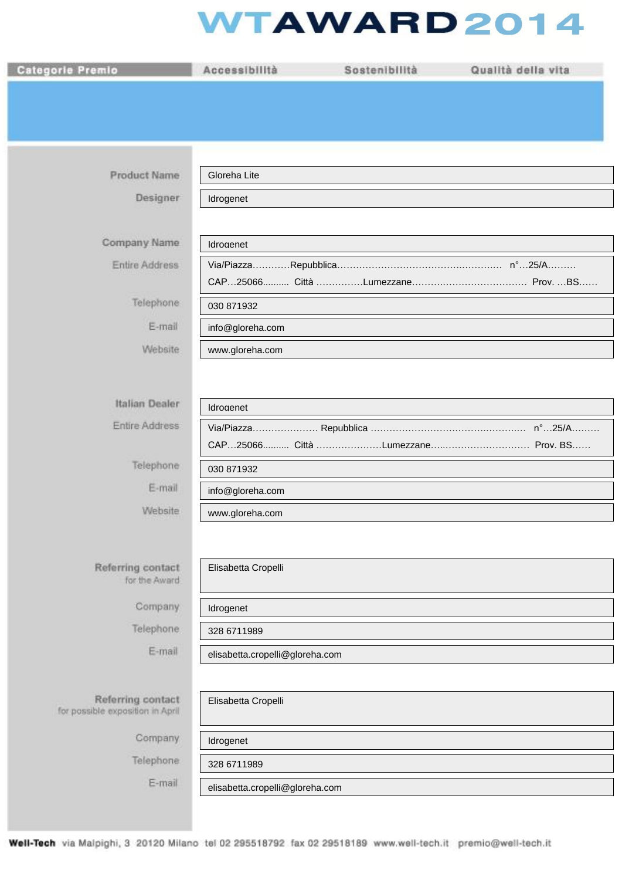# WTAWARD 2014

| Categorie Premio | Accessibilità | Sostenibilità | Qualità della vita |
|---|---|---|---|

| | |
|---|---|
| **Product Name** | Gloreha Lite |
| **Designer** | Idrogenet |
| **Company Name** | Idrogenet |
| Entire Address | Via/Piazza…………Repubblica…………………………………………… n°…25/A……… CAP…25066.......... Città ……………Lumezzane………………………………… Prov. …BS…… |
| Telephone | 030 871932 |
| E-mail | info@gloreha.com |
| Website | www.gloreha.com |
| **Italian Dealer** | Idrogenet |
| Entire Address | Via/Piazza………………… Repubblica ………………………………………… n°…25/A……… CAP…25066.......... Città …………………Lumezzane……………………………… Prov. BS…… |
| Telephone | 030 871932 |
| E-mail | info@gloreha.com |
| Website | www.gloreha.com |
| **Referring contact** for the Award | Elisabetta Cropelli |
| Company | Idrogenet |
| Telephone | 328 6711989 |
| E-mail | elisabetta.cropelli@gloreha.com |
| **Referring contact** for possible exposition in April | Elisabetta Cropelli |
| Company | Idrogenet |
| Telephone | 328 6711989 |
| E-mail | elisabetta.cropelli@gloreha.com |

**Well-Tech** via Malpighi, 3 20120 Milano tel 02 295518792 fax 02 29518189 www.well-tech.it premio@well-tech.it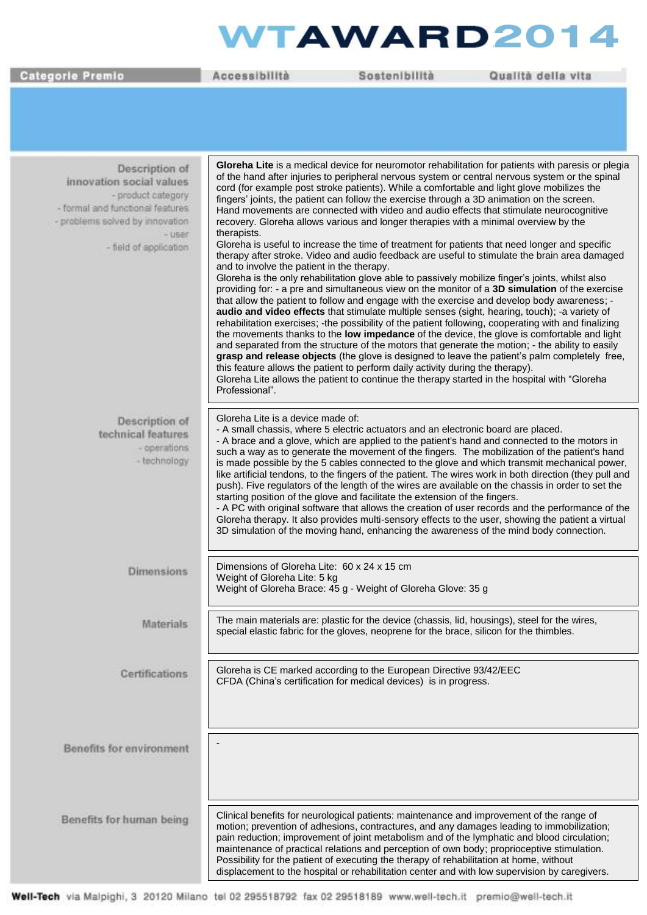# WTAWARD2014

| Categorie Premio | Accessibilità | Sostenibilità | Qualità della vita |
|---|---|---|---|

| | |
|---|---|
| **Description of innovation social values**<br>- product category<br>- formal and functional features<br>- problems solved by innovation<br>- user<br>- field of application | **Gloreha Lite** is a medical device for neuromotor rehabilitation for patients with paresis or plegia of the hand after injuries to peripheral nervous system or central nervous system or the spinal cord (for example post stroke patients). While a comfortable and light glove mobilizes the fingers' joints, the patient can follow the exercise through a 3D animation on the screen. Hand movements are connected with video and audio effects that stimulate neurocognitive recovery. Gloreha allows various and longer therapies with a minimal overview by the therapists.<br>Gloreha is useful to increase the time of treatment for patients that need longer and specific therapy after stroke. Video and audio feedback are useful to stimulate the brain area damaged and to involve the patient in the therapy.<br>Gloreha is the only rehabilitation glove able to passively mobilize finger's joints, whilst also providing for: - a pre and simultaneous view on the monitor of a **3D simulation** of the exercise that allow the patient to follow and engage with the exercise and develop body awareness; - **audio and video effects** that stimulate multiple senses (sight, hearing, touch); -a variety of rehabilitation exercises; -the possibility of the patient following, cooperating with and finalizing the movements thanks to the **low impedance** of the device, the glove is comfortable and light and separated from the structure of the motors that generate the motion; - the ability to easily **grasp and release objects** (the glove is designed to leave the patient's palm completely free, this feature allows the patient to perform daily activity during the therapy).<br>Gloreha Lite allows the patient to continue the therapy started in the hospital with "Gloreha Professional". |
| **Description of technical features**<br>- operations<br>- technology | Gloreha Lite is a device made of:<br>- A small chassis, where 5 electric actuators and an electronic board are placed.<br>- A brace and a glove, which are applied to the patient's hand and connected to the motors in such a way as to generate the movement of the fingers. The mobilization of the patient's hand is made possible by the 5 cables connected to the glove and which transmit mechanical power, like artificial tendons, to the fingers of the patient. The wires work in both direction (they pull and push). Five regulators of the length of the wires are available on the chassis in order to set the starting position of the glove and facilitate the extension of the fingers.<br>- A PC with original software that allows the creation of user records and the performance of the Gloreha therapy. It also provides multi-sensory effects to the user, showing the patient a virtual 3D simulation of the moving hand, enhancing the awareness of the mind body connection. |
| **Dimensions** | Dimensions of Gloreha Lite: 60 x 24 x 15 cm<br>Weight of Gloreha Lite: 5 kg<br>Weight of Gloreha Brace: 45 g - Weight of Gloreha Glove: 35 g |
| **Materials** | The main materials are: plastic for the device (chassis, lid, housings), steel for the wires, special elastic fabric for the gloves, neoprene for the brace, silicon for the thimbles. |
| **Certifications** | Gloreha is CE marked according to the European Directive 93/42/EEC<br>CFDA (China's certification for medical devices) is in progress. |
| **Benefits for environment** | - |
| **Benefits for human being** | Clinical benefits for neurological patients: maintenance and improvement of the range of motion; prevention of adhesions, contractures, and any damages leading to immobilization; pain reduction; improvement of joint metabolism and of the lymphatic and blood circulation; maintenance of practical relations and perception of own body; proprioceptive stimulation. Possibility for the patient of executing the therapy of rehabilitation at home, without displacement to the hospital or rehabilitation center and with low supervision by caregivers. |

**Well-Tech** via Malpighi, 3 20120 Milano tel 02 295518792 fax 02 29518189 www.well-tech.it premio@well-tech.it